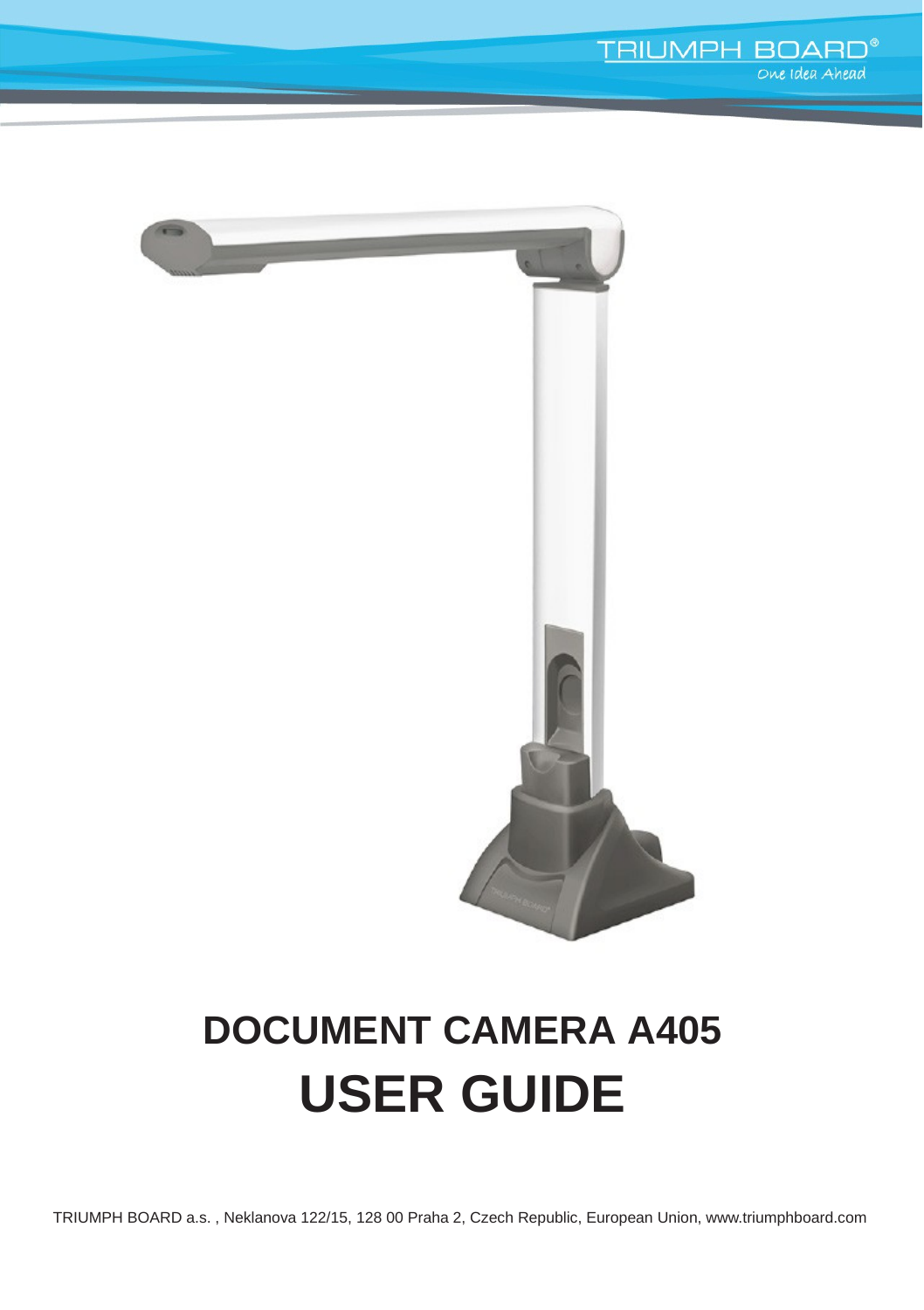TRIUMPH BOARD®
One Idea Ahead

# DOCUMENT CAMERA A405
# USER GUIDE

TRIUMPH BOARD a.s. , Neklanova 122/15, 128 00 Praha 2, Czech Republic, European Union, www.triumphboard.com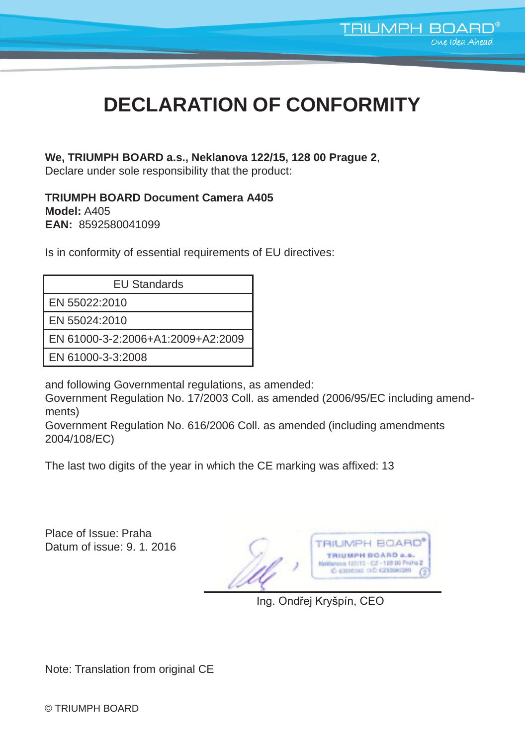# DECLARATION OF CONFORMITY

**We, TRIUMPH BOARD a.s., Neklanova 122/15, 128 00 Prague 2**,
Declare under sole responsibility that the product:

**TRIUMPH BOARD Document Camera A405**
**Model:** A405
**EAN:** 8592580041099

Is in conformity of essential requirements of EU directives:

| EU Standards |
| --- |
| EN 55022:2010 |
| EN 55024:2010 |
| EN 61000-3-2:2006+A1:2009+A2:2009 |
| EN 61000-3-3:2008 |

and following Governmental regulations, as amended:
Government Regulation No. 17/2003 Coll. as amended (2006/95/EC including amendments)
Government Regulation No. 616/2006 Coll. as amended (including amendments 2004/108/EC)

The last two digits of the year in which the CE marking was affixed: 13

Place of Issue: Praha
Datum of issue: 9. 1. 2016

Ing. Ondřej Kryšpín, CEO

Note: Translation from original CE

© TRIUMPH BOARD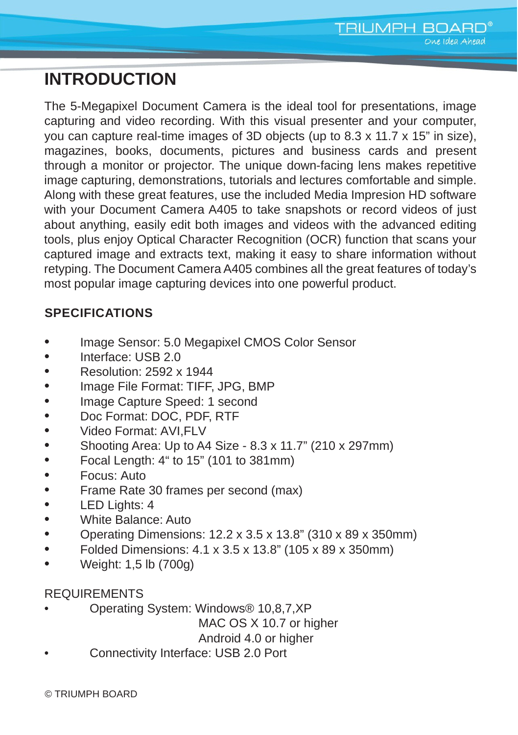# INTRODUCTION

The 5-Megapixel Document Camera is the ideal tool for presentations, image capturing and video recording. With this visual presenter and your computer, you can capture real-time images of 3D objects (up to 8.3 x 11.7 x 15" in size), magazines, books, documents, pictures and business cards and present through a monitor or projector. The unique down-facing lens makes repetitive image capturing, demonstrations, tutorials and lectures comfortable and simple. Along with these great features, use the included Media Impresion HD software with your Document Camera A405 to take snapshots or record videos of just about anything, easily edit both images and videos with the advanced editing tools, plus enjoy Optical Character Recognition (OCR) function that scans your captured image and extracts text, making it easy to share information without retyping. The Document Camera A405 combines all the great features of today's most popular image capturing devices into one powerful product.

## SPECIFICATIONS

- Image Sensor: 5.0 Megapixel CMOS Color Sensor
- Interface: USB 2.0
- Resolution: 2592 x 1944
- Image File Format: TIFF, JPG, BMP
- Image Capture Speed: 1 second
- Doc Format: DOC, PDF, RTF
- Video Format: AVI,FLV
- Shooting Area: Up to A4 Size - 8.3 x 11.7" (210 x 297mm)
- Focal Length: 4" to 15" (101 to 381mm)
- Focus: Auto
- Frame Rate 30 frames per second (max)
- LED Lights: 4
- White Balance: Auto
- Operating Dimensions: 12.2 x 3.5 x 13.8" (310 x 89 x 350mm)
- Folded Dimensions: 4.1 x 3.5 x 13.8" (105 x 89 x 350mm)
- Weight: 1,5 lb (700g)

REQUIREMENTS

- Operating System: Windows® 10,8,7,XP
  MAC OS X 10.7 or higher
  Android 4.0 or higher
- Connectivity Interface: USB 2.0 Port

© TRIUMPH BOARD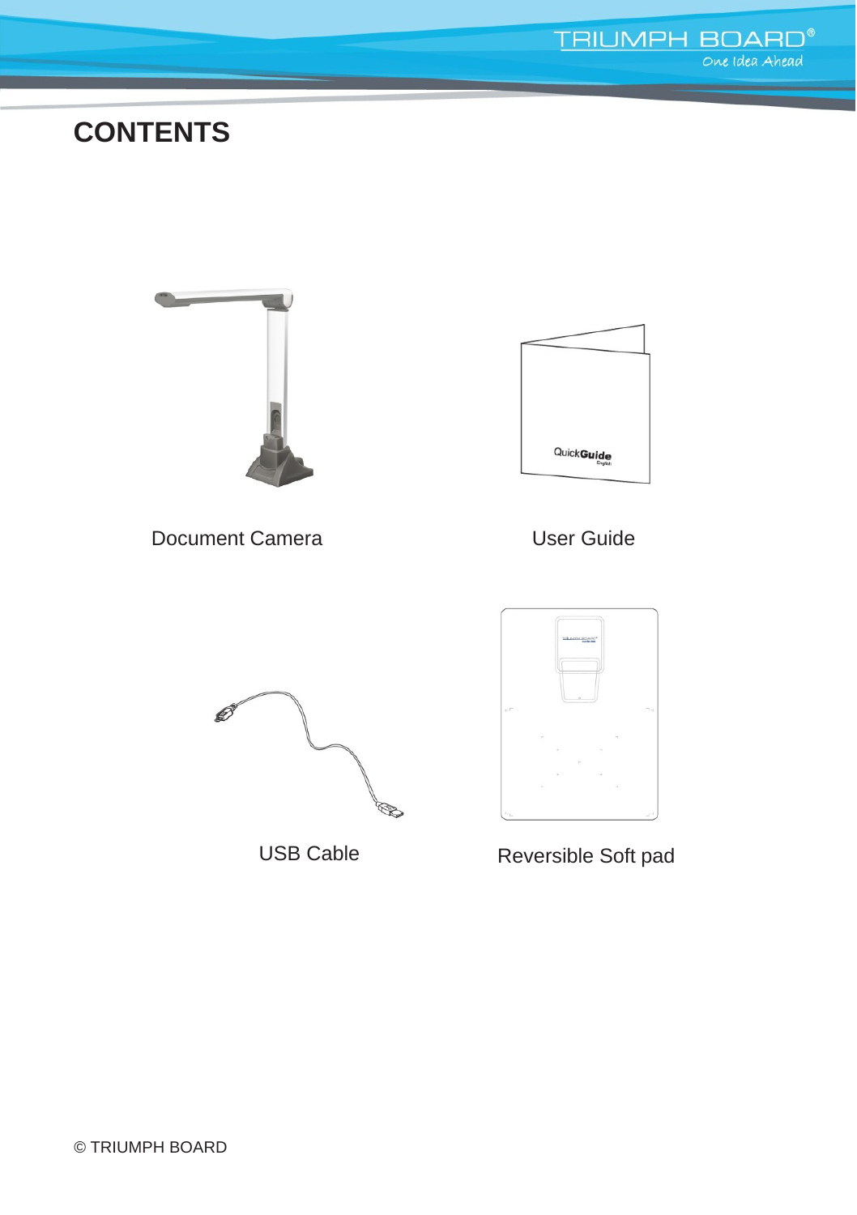# CONTENTS

Document Camera

User Guide

USB Cable

Reversible Soft pad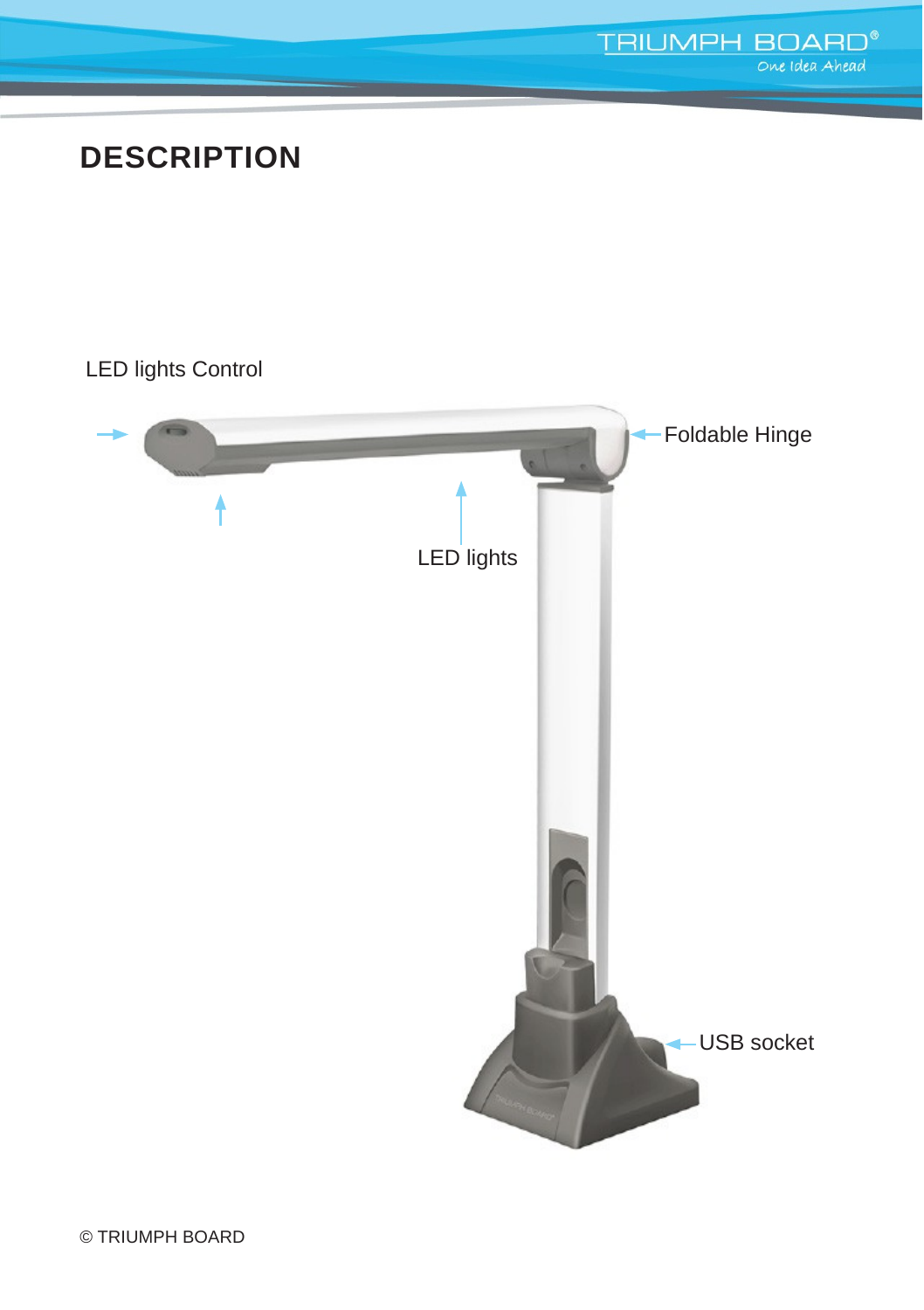# DESCRIPTION

LED lights Control

Foldable Hinge

LED lights

USB socket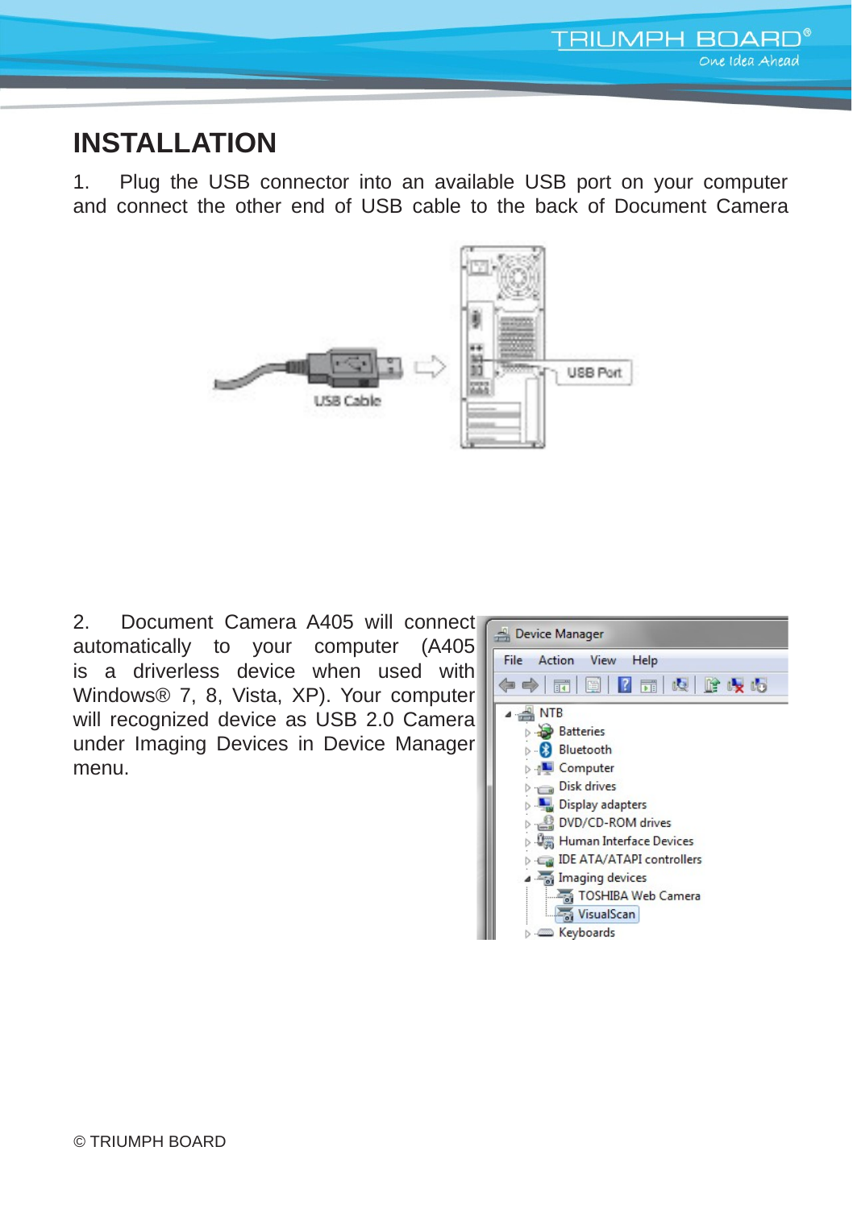# INSTALLATION

1. Plug the USB connector into an available USB port on your computer and connect the other end of USB cable to the back of Document Camera

2. Document Camera A405 will connect automatically to your computer (A405 is a driverless device when used with Windows® 7, 8, Vista, XP). Your computer will recognized device as USB 2.0 Camera under Imaging Devices in Device Manager menu.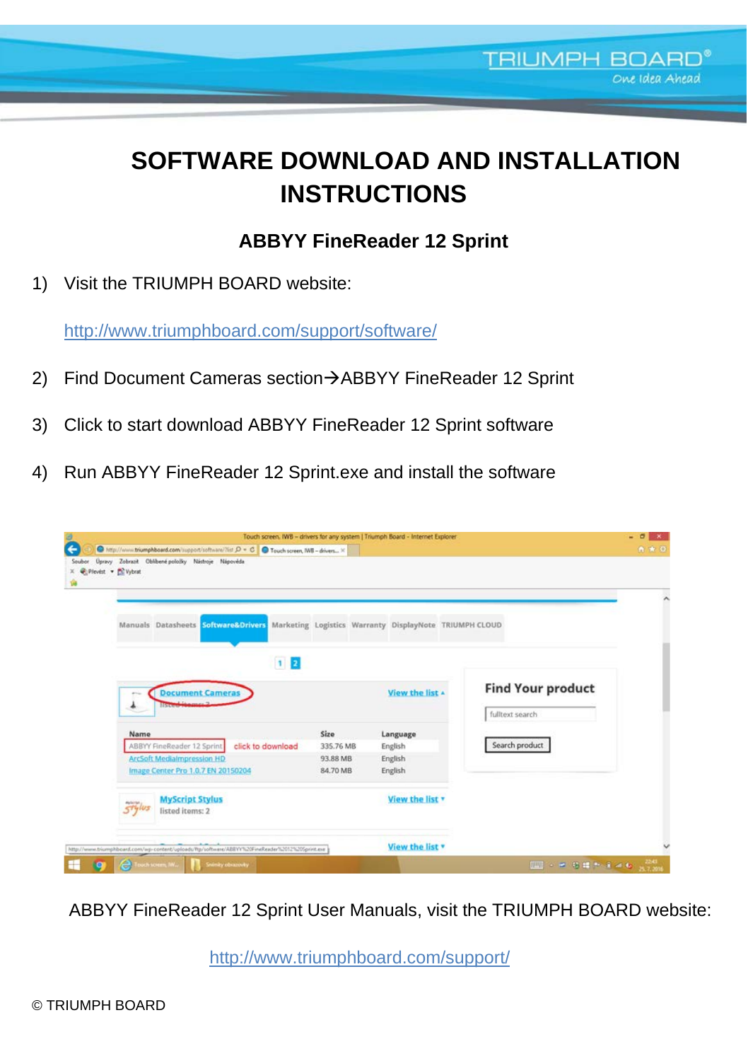# SOFTWARE DOWNLOAD AND INSTALLATION INSTRUCTIONS

## ABBYY FineReader 12 Sprint

1) Visit the TRIUMPH BOARD website:

   http://www.triumphboard.com/support/software/

2) Find Document Cameras section→ABBYY FineReader 12 Sprint

3) Click to start download ABBYY FineReader 12 Sprint software

4) Run ABBYY FineReader 12 Sprint.exe and install the software

ABBYY FineReader 12 Sprint User Manuals, visit the TRIUMPH BOARD website:

http://www.triumphboard.com/support/

© TRIUMPH BOARD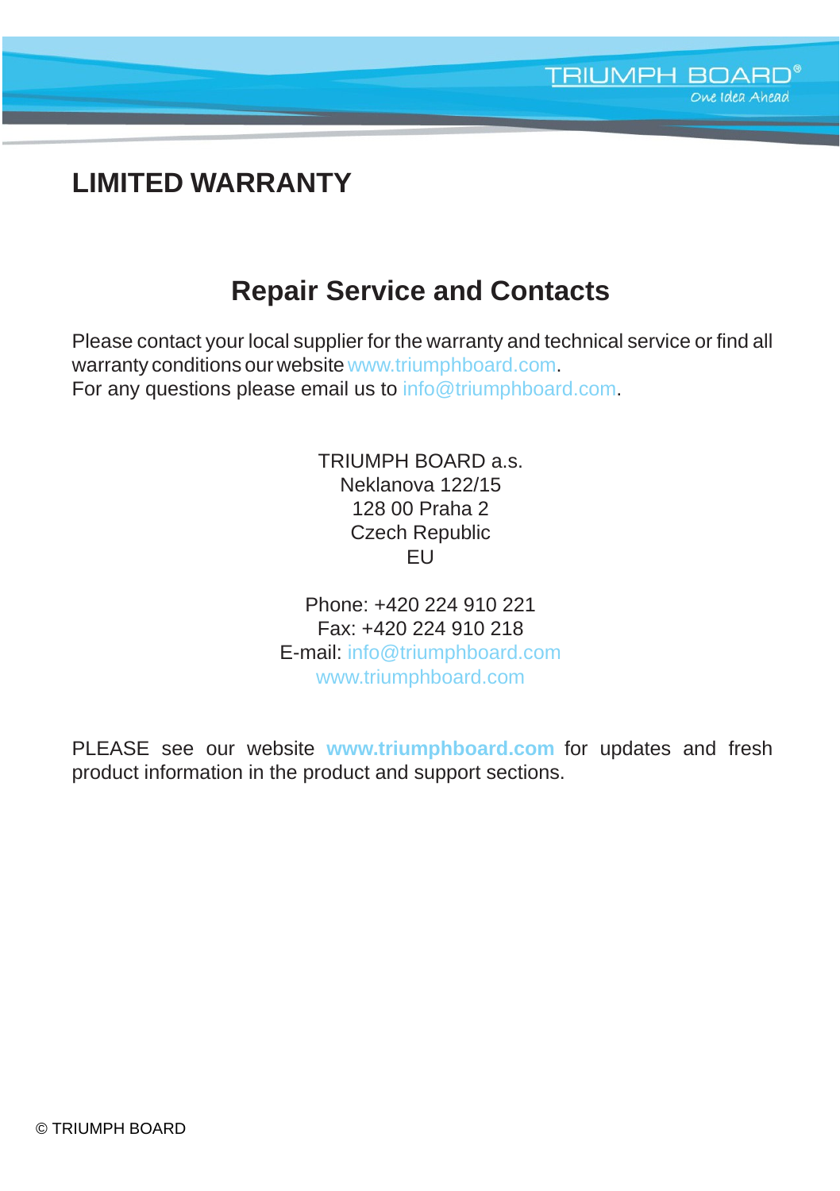# LIMITED WARRANTY

## Repair Service and Contacts

Please contact your local supplier for the warranty and technical service or find all warranty conditions our website www.triumphboard.com.
For any questions please email us to info@triumphboard.com.

TRIUMPH BOARD a.s.
Neklanova 122/15
128 00 Praha 2
Czech Republic
EU

Phone: +420 224 910 221
Fax: +420 224 910 218
E-mail: info@triumphboard.com
www.triumphboard.com

PLEASE see our website **www.triumphboard.com** for updates and fresh product information in the product and support sections.

© TRIUMPH BOARD